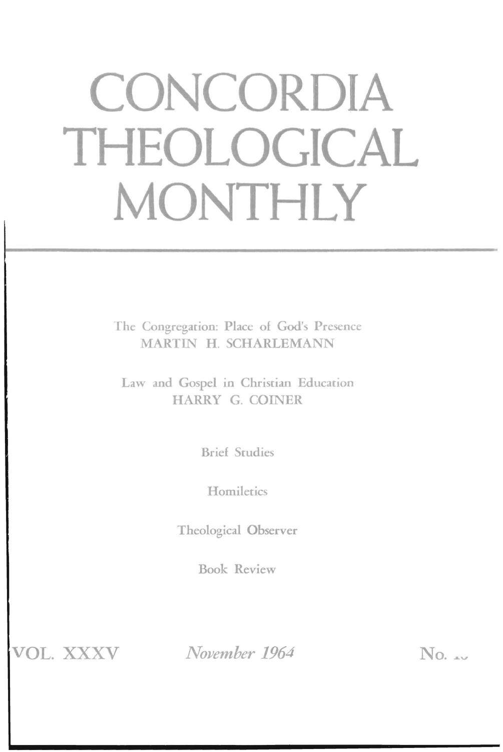# CONCORDIA THEOLOGICAL MONTHLY

The Congregation: Place of God's Presence
MARTIN H. SCHARLEMANN

Law and Gospel in Christian Education
HARRY G. COINER

Brief Studies

Homiletics

Theological Observer

Book Review

VOL. XXXV *November 1964* No. 10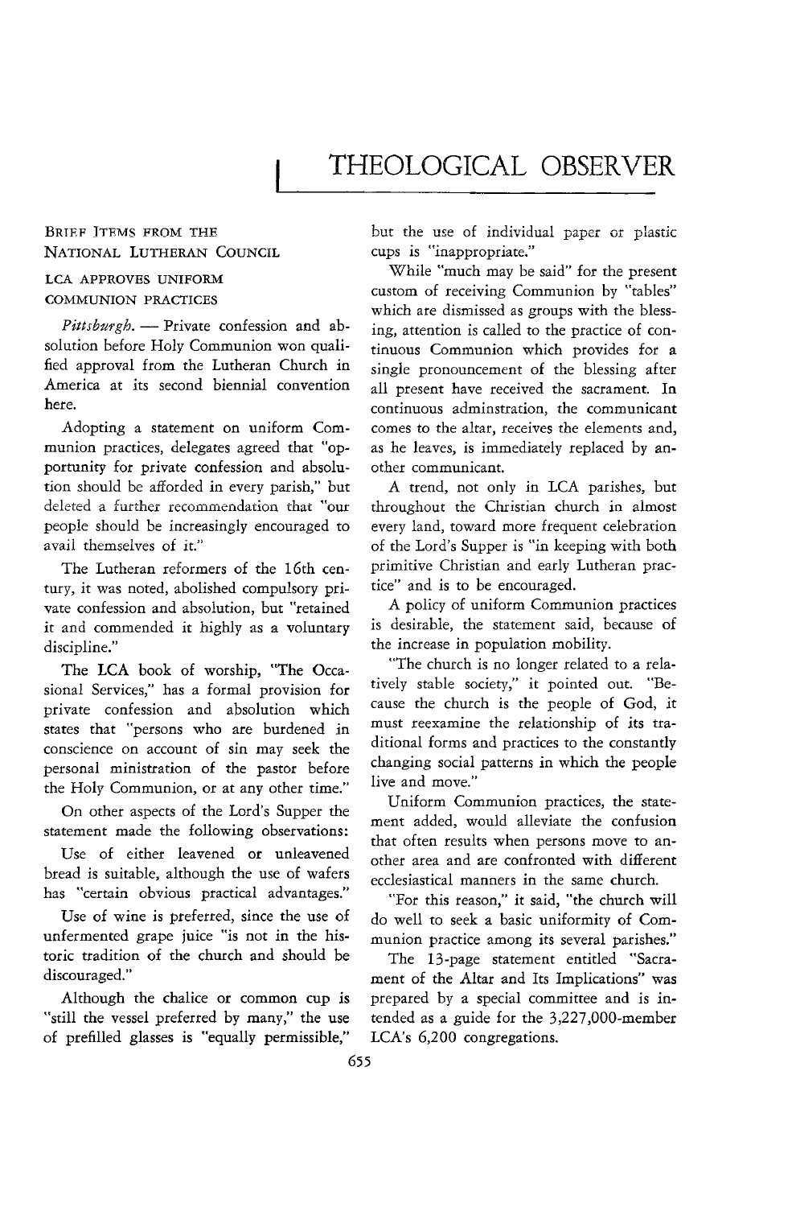# THEOLOGICAL OBSERVER

## BRIEF ITEMS FROM THE NATIONAL LUTHERAN COUNCIL

### LCA APPROVES UNIFORM COMMUNION PRACTICES

*Pittsburgh.* — Private confession and absolution before Holy Communion won qualified approval from the Lutheran Church in America at its second biennial convention here.

Adopting a statement on uniform Communion practices, delegates agreed that "opportunity for private confession and absolution should be afforded in every parish," but deleted a further recommendation that "our people should be increasingly encouraged to avail themselves of it."

The Lutheran reformers of the 16th century, it was noted, abolished compulsory private confession and absolution, but "retained it and commended it highly as a voluntary discipline."

The LCA book of worship, "The Occasional Services," has a formal provision for private confession and absolution which states that "persons who are burdened in conscience on account of sin may seek the personal ministration of the pastor before the Holy Communion, or at any other time."

On other aspects of the Lord's Supper the statement made the following observations:

Use of either leavened or unleavened bread is suitable, although the use of wafers has "certain obvious practical advantages."

Use of wine is preferred, since the use of unfermented grape juice "is not in the historic tradition of the church and should be discouraged."

Although the chalice or common cup is "still the vessel preferred by many," the use of prefilled glasses is "equally permissible," but the use of individual paper or plastic cups is "inappropriate."

While "much may be said" for the present custom of receiving Communion by "tables" which are dismissed as groups with the blessing, attention is called to the practice of continuous Communion which provides for a single pronouncement of the blessing after all present have received the sacrament. In continuous adminstration, the communicant comes to the altar, receives the elements and, as he leaves, is immediately replaced by another communicant.

A trend, not only in LCA parishes, but throughout the Christian church in almost every land, toward more frequent celebration of the Lord's Supper is "in keeping with both primitive Christian and early Lutheran practice" and is to be encouraged.

A policy of uniform Communion practices is desirable, the statement said, because of the increase in population mobility.

"The church is no longer related to a relatively stable society," it pointed out. "Because the church is the people of God, it must reexamine the relationship of its traditional forms and practices to the constantly changing social patterns in which the people live and move."

Uniform Communion practices, the statement added, would alleviate the confusion that often results when persons move to another area and are confronted with different ecclesiastical manners in the same church.

"For this reason," it said, "the church will do well to seek a basic uniformity of Communion practice among its several parishes."

The 13-page statement entitled "Sacrament of the Altar and Its Implications" was prepared by a special committee and is intended as a guide for the 3,227,000-member LCA's 6,200 congregations.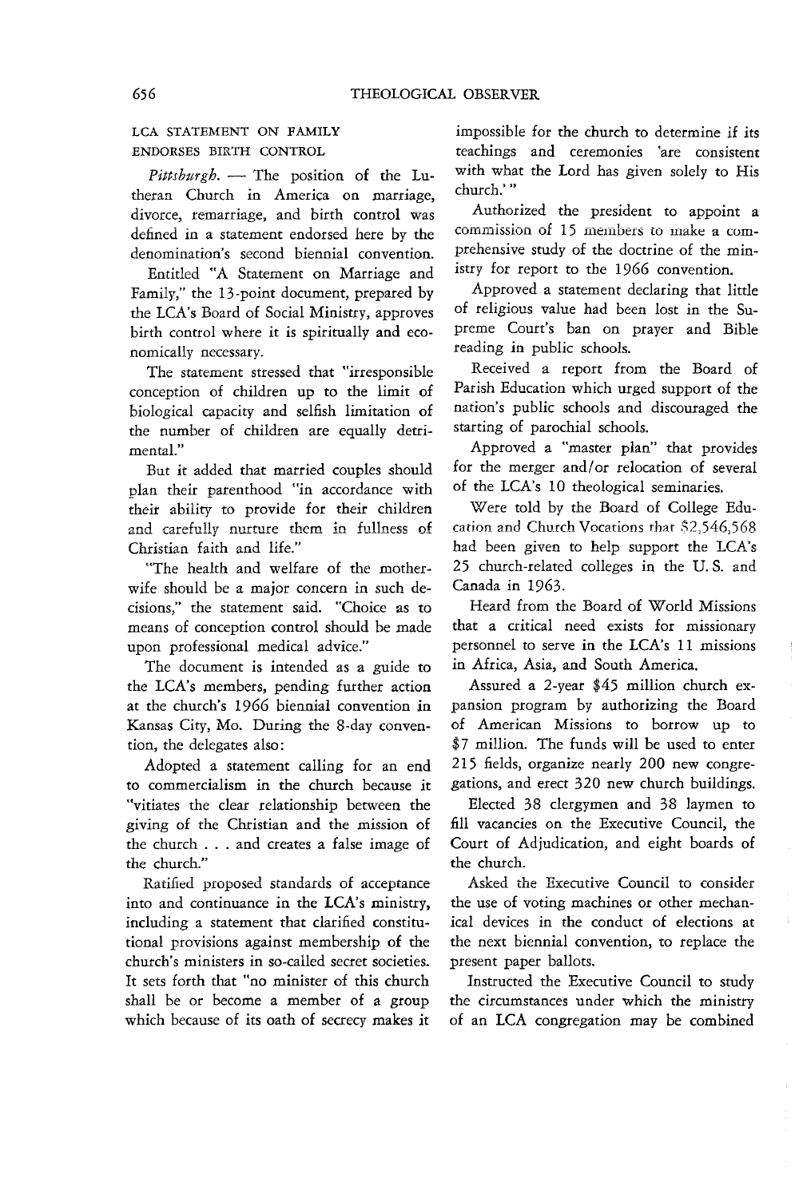## LCA STATEMENT ON FAMILY ENDORSES BIRTH CONTROL

*Pittsburgh.* — The position of the Lutheran Church in America on marriage, divorce, remarriage, and birth control was defined in a statement endorsed here by the denomination's second biennial convention.

Entitled "A Statement on Marriage and Family," the 13-point document, prepared by the LCA's Board of Social Ministry, approves birth control where it is spiritually and economically necessary.

The statement stressed that "irresponsible conception of children up to the limit of biological capacity and selfish limitation of the number of children are equally detrimental."

But it added that married couples should plan their parenthood "in accordance with their ability to provide for their children and carefully nurture them in fullness of Christian faith and life."

"The health and welfare of the mother-wife should be a major concern in such decisions," the statement said. "Choice as to means of conception control should be made upon professional medical advice."

The document is intended as a guide to the LCA's members, pending further action at the church's 1966 biennial convention in Kansas City, Mo. During the 8-day convention, the delegates also:

Adopted a statement calling for an end to commercialism in the church because it "vitiates the clear relationship between the giving of the Christian and the mission of the church . . . and creates a false image of the church."

Ratified proposed standards of acceptance into and continuance in the LCA's ministry, including a statement that clarified constitutional provisions against membership of the church's ministers in so-called secret societies. It sets forth that "no minister of this church shall be or become a member of a group which because of its oath of secrecy makes it impossible for the church to determine if its teachings and ceremonies 'are consistent with what the Lord has given solely to His church.'"

Authorized the president to appoint a commission of 15 members to make a comprehensive study of the doctrine of the ministry for report to the 1966 convention.

Approved a statement declaring that little of religious value had been lost in the Supreme Court's ban on prayer and Bible reading in public schools.

Received a report from the Board of Parish Education which urged support of the nation's public schools and discouraged the starting of parochial schools.

Approved a "master plan" that provides for the merger and/or relocation of several of the LCA's 10 theological seminaries.

Were told by the Board of College Education and Church Vocations that $2,546,568 had been given to help support the LCA's 25 church-related colleges in the U. S. and Canada in 1963.

Heard from the Board of World Missions that a critical need exists for missionary personnel to serve in the LCA's 11 missions in Africa, Asia, and South America.

Assured a 2-year $45 million church expansion program by authorizing the Board of American Missions to borrow up to $7 million. The funds will be used to enter 215 fields, organize nearly 200 new congregations, and erect 320 new church buildings.

Elected 38 clergymen and 38 laymen to fill vacancies on the Executive Council, the Court of Adjudication, and eight boards of the church.

Asked the Executive Council to consider the use of voting machines or other mechanical devices in the conduct of elections at the next biennial convention, to replace the present paper ballots.

Instructed the Executive Council to study the circumstances under which the ministry of an LCA congregation may be combined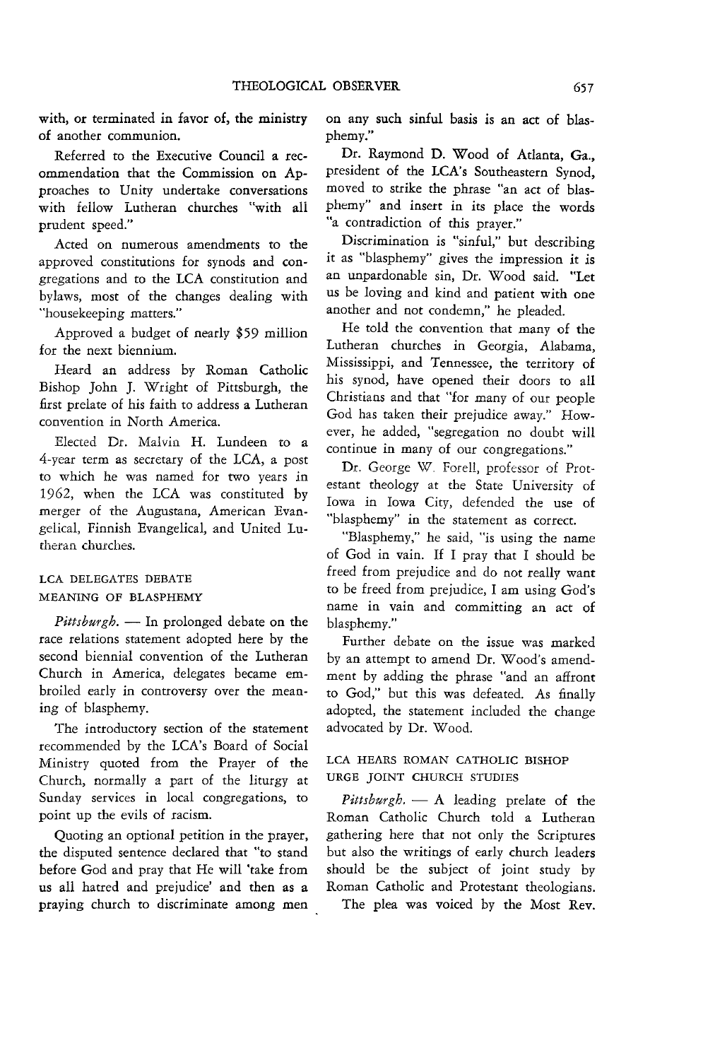with, or terminated in favor of, the ministry of another communion.

Referred to the Executive Council a recommendation that the Commission on Approaches to Unity undertake conversations with fellow Lutheran churches "with all prudent speed."

Acted on numerous amendments to the approved constitutions for synods and congregations and to the LCA constitution and bylaws, most of the changes dealing with "housekeeping matters."

Approved a budget of nearly $59 million for the next biennium.

Heard an address by Roman Catholic Bishop John J. Wright of Pittsburgh, the first prelate of his faith to address a Lutheran convention in North America.

Elected Dr. Malvin H. Lundeen to a 4-year term as secretary of the LCA, a post to which he was named for two years in 1962, when the LCA was constituted by merger of the Augustana, American Evangelical, Finnish Evangelical, and United Lutheran churches.

## LCA DELEGATES DEBATE MEANING OF BLASPHEMY

*Pittsburgh.* — In prolonged debate on the race relations statement adopted here by the second biennial convention of the Lutheran Church in America, delegates became embroiled early in controversy over the meaning of blasphemy.

The introductory section of the statement recommended by the LCA's Board of Social Ministry quoted from the Prayer of the Church, normally a part of the liturgy at Sunday services in local congregations, to point up the evils of racism.

Quoting an optional petition in the prayer, the disputed sentence declared that "to stand before God and pray that He will 'take from us all hatred and prejudice' and then as a praying church to discriminate among men on any such sinful basis is an act of blasphemy."

Dr. Raymond D. Wood of Atlanta, Ga., president of the LCA's Southeastern Synod, moved to strike the phrase "an act of blasphemy" and insert in its place the words "a contradiction of this prayer."

Discrimination is "sinful," but describing it as "blasphemy" gives the impression it is an unpardonable sin, Dr. Wood said. "Let us be loving and kind and patient with one another and not condemn," he pleaded.

He told the convention that many of the Lutheran churches in Georgia, Alabama, Mississippi, and Tennessee, the territory of his synod, have opened their doors to all Christians and that "for many of our people God has taken their prejudice away." However, he added, "segregation no doubt will continue in many of our congregations."

Dr. George W. Forell, professor of Protestant theology at the State University of Iowa in Iowa City, defended the use of "blasphemy" in the statement as correct.

"Blasphemy," he said, "is using the name of God in vain. If I pray that I should be freed from prejudice and do not really want to be freed from prejudice, I am using God's name in vain and committing an act of blasphemy."

Further debate on the issue was marked by an attempt to amend Dr. Wood's amendment by adding the phrase "and an affront to God," but this was defeated. As finally adopted, the statement included the change advocated by Dr. Wood.

## LCA HEARS ROMAN CATHOLIC BISHOP URGE JOINT CHURCH STUDIES

*Pittsburgh.* — A leading prelate of the Roman Catholic Church told a Lutheran gathering here that not only the Scriptures but also the writings of early church leaders should be the subject of joint study by Roman Catholic and Protestant theologians.

The plea was voiced by the Most Rev.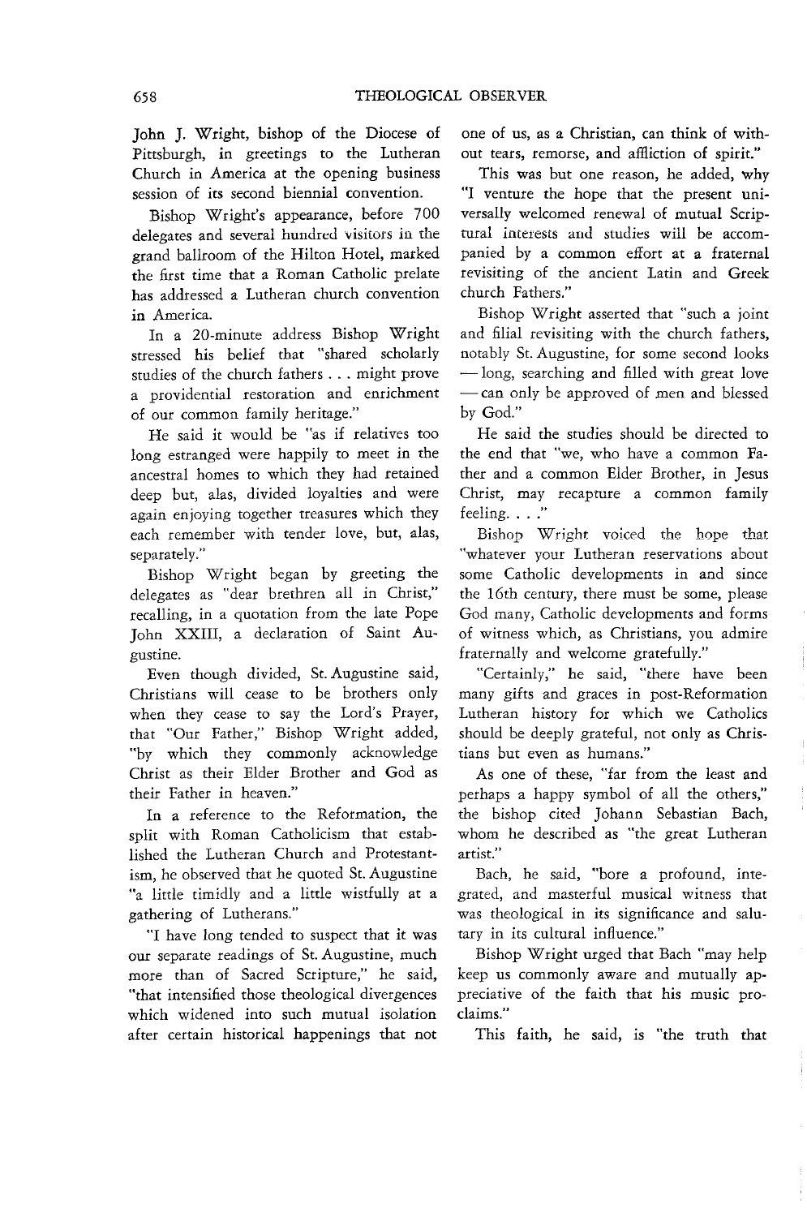John J. Wright, bishop of the Diocese of Pittsburgh, in greetings to the Lutheran Church in America at the opening business session of its second biennial convention.

Bishop Wright's appearance, before 700 delegates and several hundred visitors in the grand ballroom of the Hilton Hotel, marked the first time that a Roman Catholic prelate has addressed a Lutheran church convention in America.

In a 20-minute address Bishop Wright stressed his belief that "shared scholarly studies of the church fathers . . . might prove a providential restoration and enrichment of our common family heritage."

He said it would be "as if relatives too long estranged were happily to meet in the ancestral homes to which they had retained deep but, alas, divided loyalties and were again enjoying together treasures which they each remember with tender love, but, alas, separately."

Bishop Wright began by greeting the delegates as "dear brethren all in Christ," recalling, in a quotation from the late Pope John XXIII, a declaration of Saint Augustine.

Even though divided, St. Augustine said, Christians will cease to be brothers only when they cease to say the Lord's Prayer, that "Our Father," Bishop Wright added, "by which they commonly acknowledge Christ as their Elder Brother and God as their Father in heaven."

In a reference to the Reformation, the split with Roman Catholicism that established the Lutheran Church and Protestantism, he observed that he quoted St. Augustine "a little timidly and a little wistfully at a gathering of Lutherans."

"I have long tended to suspect that it was our separate readings of St. Augustine, much more than of Sacred Scripture," he said, "that intensified those theological divergences which widened into such mutual isolation after certain historical happenings that not one of us, as a Christian, can think of without tears, remorse, and affliction of spirit."

This was but one reason, he added, why "I venture the hope that the present universally welcomed renewal of mutual Scriptural interests and studies will be accompanied by a common effort at a fraternal revisiting of the ancient Latin and Greek church Fathers."

Bishop Wright asserted that "such a joint and filial revisiting with the church fathers, notably St. Augustine, for some second looks — long, searching and filled with great love — can only be approved of men and blessed by God."

He said the studies should be directed to the end that "we, who have a common Father and a common Elder Brother, in Jesus Christ, may recapture a common family feeling. . . ."

Bishop Wright voiced the hope that "whatever your Lutheran reservations about some Catholic developments in and since the 16th century, there must be some, please God many, Catholic developments and forms of witness which, as Christians, you admire fraternally and welcome gratefully."

"Certainly," he said, "there have been many gifts and graces in post-Reformation Lutheran history for which we Catholics should be deeply grateful, not only as Christians but even as humans."

As one of these, "far from the least and perhaps a happy symbol of all the others," the bishop cited Johann Sebastian Bach, whom he described as "the great Lutheran artist."

Bach, he said, "bore a profound, integrated, and masterful musical witness that was theological in its significance and salutary in its cultural influence."

Bishop Wright urged that Bach "may help keep us commonly aware and mutually appreciative of the faith that his music proclaims."

This faith, he said, is "the truth that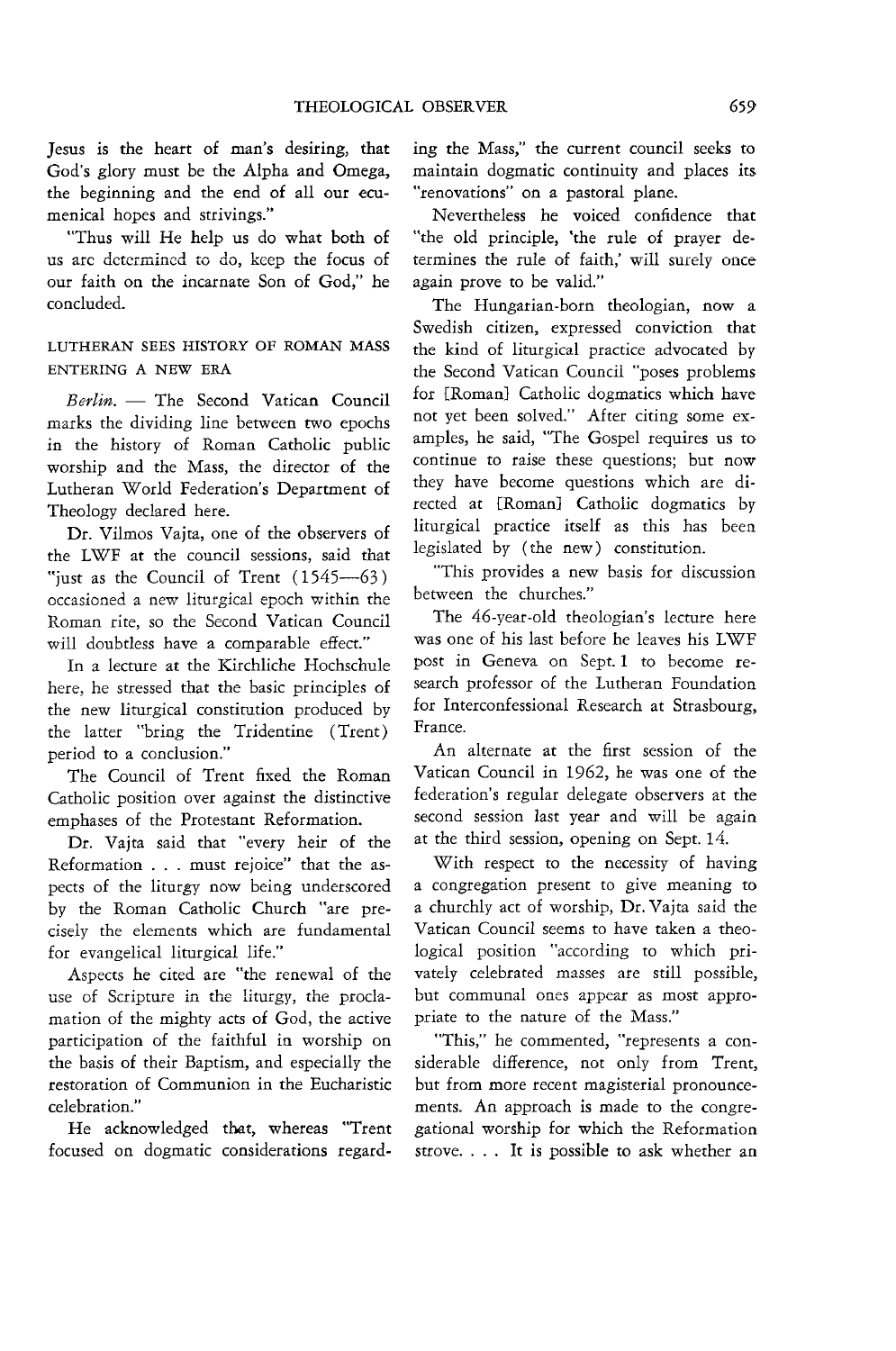Jesus is the heart of man's desiring, that God's glory must be the Alpha and Omega, the beginning and the end of all our ecumenical hopes and strivings."

"Thus will He help us do what both of us are determined to do, keep the focus of our faith on the incarnate Son of God," he concluded.

## LUTHERAN SEES HISTORY OF ROMAN MASS ENTERING A NEW ERA

*Berlin.* — The Second Vatican Council marks the dividing line between two epochs in the history of Roman Catholic public worship and the Mass, the director of the Lutheran World Federation's Department of Theology declared here.

Dr. Vilmos Vajta, one of the observers of the LWF at the council sessions, said that "just as the Council of Trent (1545—63) occasioned a new liturgical epoch within the Roman rite, so the Second Vatican Council will doubtless have a comparable effect."

In a lecture at the Kirchliche Hochschule here, he stressed that the basic principles of the new liturgical constitution produced by the latter "bring the Tridentine (Trent) period to a conclusion."

The Council of Trent fixed the Roman Catholic position over against the distinctive emphases of the Protestant Reformation.

Dr. Vajta said that "every heir of the Reformation . . . must rejoice" that the aspects of the liturgy now being underscored by the Roman Catholic Church "are precisely the elements which are fundamental for evangelical liturgical life."

Aspects he cited are "the renewal of the use of Scripture in the liturgy, the proclamation of the mighty acts of God, the active participation of the faithful in worship on the basis of their Baptism, and especially the restoration of Communion in the Eucharistic celebration."

He acknowledged that, whereas "Trent focused on dogmatic considerations regarding the Mass," the current council seeks to maintain dogmatic continuity and places its "renovations" on a pastoral plane.

Nevertheless he voiced confidence that "the old principle, 'the rule of prayer determines the rule of faith,' will surely once again prove to be valid."

The Hungarian-born theologian, now a Swedish citizen, expressed conviction that the kind of liturgical practice advocated by the Second Vatican Council "poses problems for [Roman] Catholic dogmatics which have not yet been solved." After citing some examples, he said, "The Gospel requires us to continue to raise these questions; but now they have become questions which are directed at [Roman] Catholic dogmatics by liturgical practice itself as this has been legislated by (the new) constitution.

"This provides a new basis for discussion between the churches."

The 46-year-old theologian's lecture here was one of his last before he leaves his LWF post in Geneva on Sept. 1 to become research professor of the Lutheran Foundation for Interconfessional Research at Strasbourg, France.

An alternate at the first session of the Vatican Council in 1962, he was one of the federation's regular delegate observers at the second session last year and will be again at the third session, opening on Sept. 14.

With respect to the necessity of having a congregation present to give meaning to a churchly act of worship, Dr. Vajta said the Vatican Council seems to have taken a theological position "according to which privately celebrated masses are still possible, but communal ones appear as most appropriate to the nature of the Mass."

"This," he commented, "represents a considerable difference, not only from Trent, but from more recent magisterial pronouncements. An approach is made to the congregational worship for which the Reformation strove. . . . It is possible to ask whether an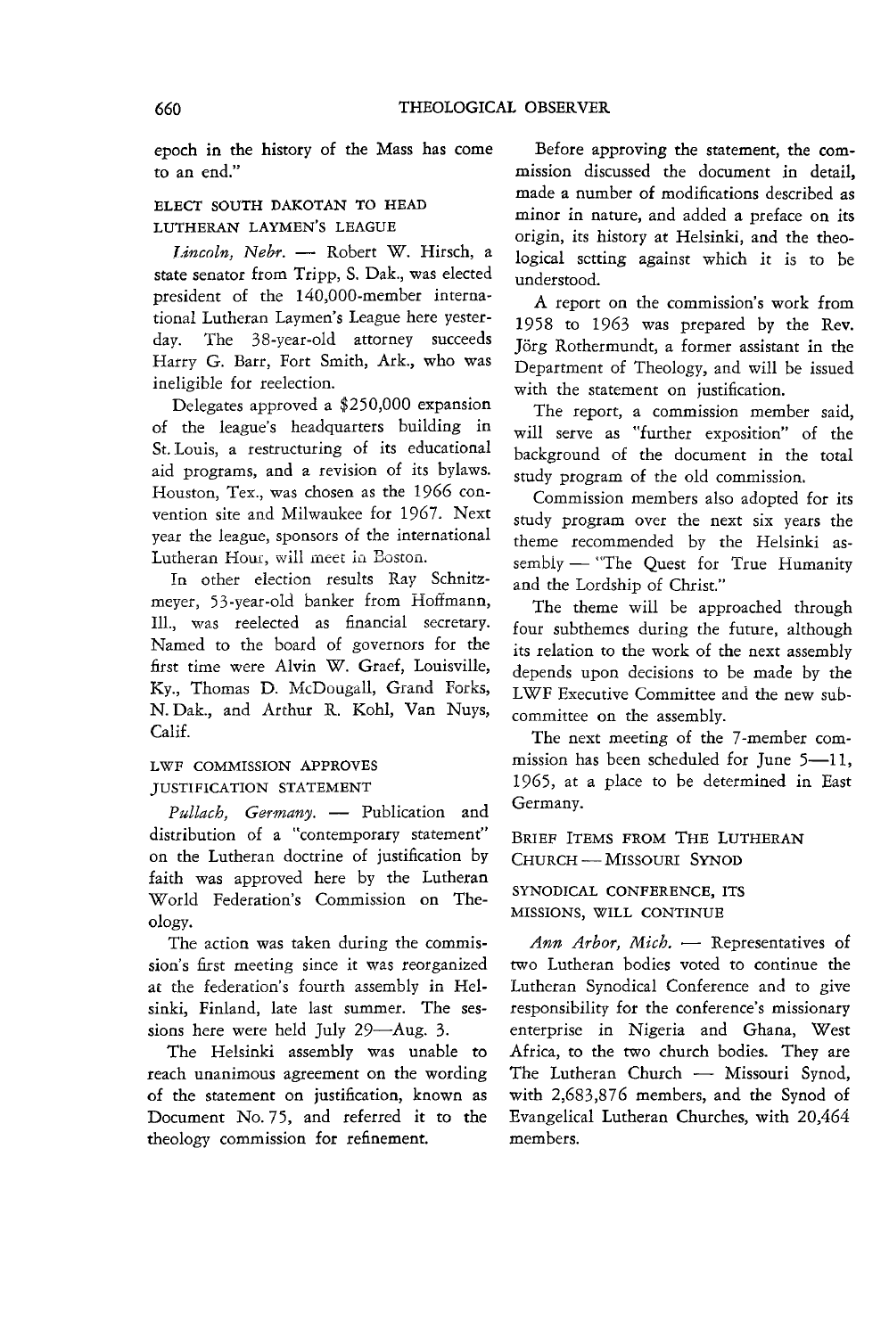epoch in the history of the Mass has come to an end."

### ELECT SOUTH DAKOTAN TO HEAD LUTHERAN LAYMEN'S LEAGUE

*Lincoln, Nebr.* — Robert W. Hirsch, a state senator from Tripp, S. Dak., was elected president of the 140,000-member international Lutheran Laymen's League here yesterday. The 38-year-old attorney succeeds Harry G. Barr, Fort Smith, Ark., who was ineligible for reelection.

Delegates approved a $250,000 expansion of the league's headquarters building in St. Louis, a restructuring of its educational aid programs, and a revision of its bylaws. Houston, Tex., was chosen as the 1966 convention site and Milwaukee for 1967. Next year the league, sponsors of the international Lutheran Hour, will meet in Boston.

In other election results Ray Schnitzmeyer, 53-year-old banker from Hoffmann, Ill., was reelected as financial secretary. Named to the board of governors for the first time were Alvin W. Graef, Louisville, Ky., Thomas D. McDougall, Grand Forks, N. Dak., and Arthur R. Kohl, Van Nuys, Calif.

### LWF COMMISSION APPROVES JUSTIFICATION STATEMENT

*Pullach, Germany.* — Publication and distribution of a "contemporary statement" on the Lutheran doctrine of justification by faith was approved here by the Lutheran World Federation's Commission on Theology.

The action was taken during the commission's first meeting since it was reorganized at the federation's fourth assembly in Helsinki, Finland, late last summer. The sessions here were held July 29—Aug. 3.

The Helsinki assembly was unable to reach unanimous agreement on the wording of the statement on justification, known as Document No. 75, and referred it to the theology commission for refinement.

Before approving the statement, the commission discussed the document in detail, made a number of modifications described as minor in nature, and added a preface on its origin, its history at Helsinki, and the theological setting against which it is to be understood.

A report on the commission's work from 1958 to 1963 was prepared by the Rev. Jörg Rothermundt, a former assistant in the Department of Theology, and will be issued with the statement on justification.

The report, a commission member said, will serve as "further exposition" of the background of the document in the total study program of the old commission.

Commission members also adopted for its study program over the next six years the theme recommended by the Helsinki assembly — "The Quest for True Humanity and the Lordship of Christ."

The theme will be approached through four subthemes during the future, although its relation to the work of the next assembly depends upon decisions to be made by the LWF Executive Committee and the new subcommittee on the assembly.

The next meeting of the 7-member commission has been scheduled for June 5—11, 1965, at a place to be determined in East Germany.

## BRIEF ITEMS FROM THE LUTHERAN CHURCH — MISSOURI SYNOD

### SYNODICAL CONFERENCE, ITS MISSIONS, WILL CONTINUE

*Ann Arbor, Mich.* — Representatives of two Lutheran bodies voted to continue the Lutheran Synodical Conference and to give responsibility for the conference's missionary enterprise in Nigeria and Ghana, West Africa, to the two church bodies. They are The Lutheran Church — Missouri Synod, with 2,683,876 members, and the Synod of Evangelical Lutheran Churches, with 20,464 members.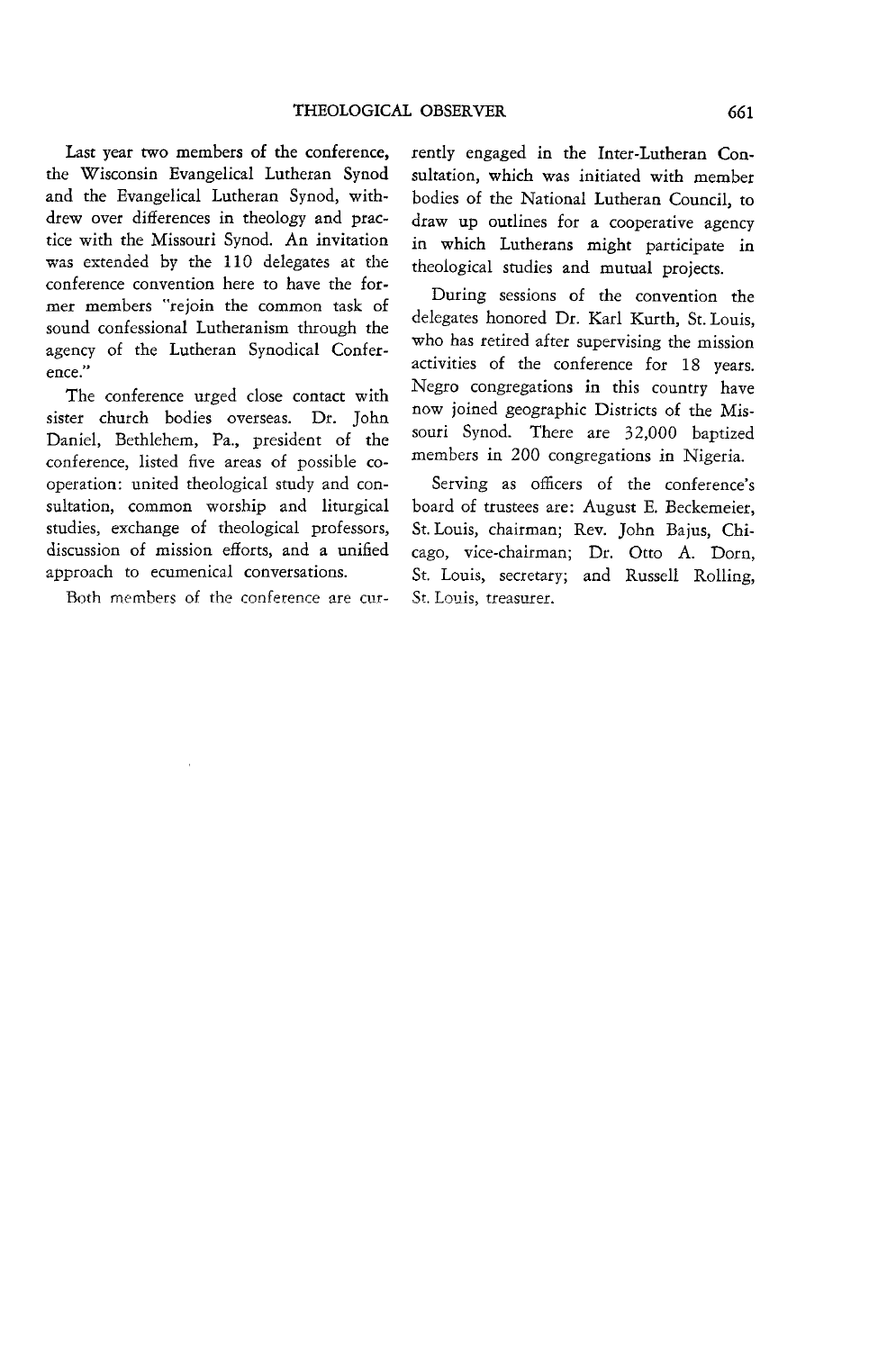Last year two members of the conference, the Wisconsin Evangelical Lutheran Synod and the Evangelical Lutheran Synod, withdrew over differences in theology and practice with the Missouri Synod. An invitation was extended by the 110 delegates at the conference convention here to have the former members "rejoin the common task of sound confessional Lutheranism through the agency of the Lutheran Synodical Conference."

The conference urged close contact with sister church bodies overseas. Dr. John Daniel, Bethlehem, Pa., president of the conference, listed five areas of possible cooperation: united theological study and consultation, common worship and liturgical studies, exchange of theological professors, discussion of mission efforts, and a unified approach to ecumenical conversations.

Both members of the conference are currently engaged in the Inter-Lutheran Consultation, which was initiated with member bodies of the National Lutheran Council, to draw up outlines for a cooperative agency in which Lutherans might participate in theological studies and mutual projects.

During sessions of the convention the delegates honored Dr. Karl Kurth, St. Louis, who has retired after supervising the mission activities of the conference for 18 years. Negro congregations in this country have now joined geographic Districts of the Missouri Synod. There are 32,000 baptized members in 200 congregations in Nigeria.

Serving as officers of the conference's board of trustees are: August E. Beckemeier, St. Louis, chairman; Rev. John Bajus, Chicago, vice-chairman; Dr. Otto A. Dorn, St. Louis, secretary; and Russell Rolling, St. Louis, treasurer.